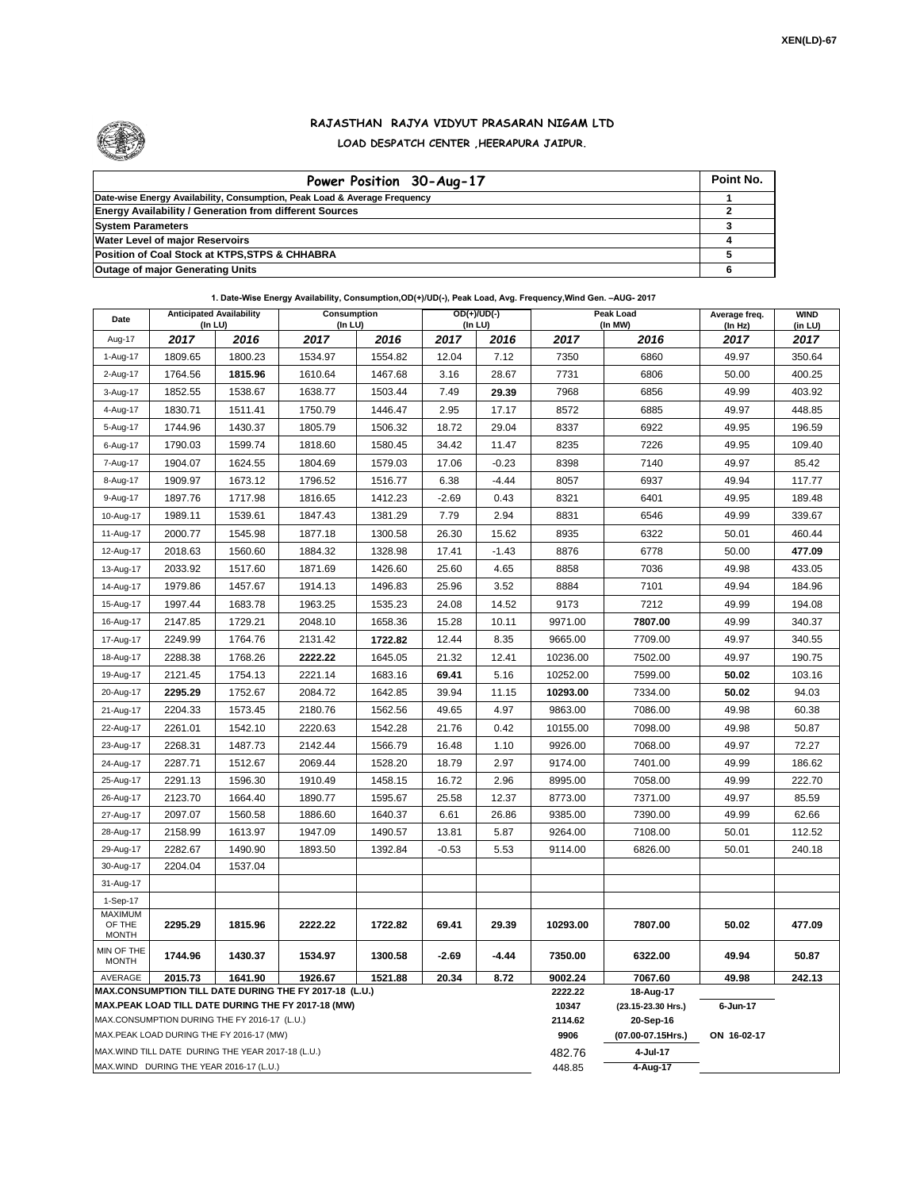XEN(LD)-67

# RAJASTHAN RAJYA VIDYUT PRASARAN NIGAM LTD

## LOAD DESPATCH CENTER ,HEERAPURA JAIPUR.

| Power Position 30-Aug-17 | Point No. |
|---|---|
| Date-wise Energy Availability, Consumption, Peak Load & Average Frequency | 1 |
| Energy Availability / Generation from different Sources | 2 |
| System Parameters | 3 |
| Water Level of major Reservoirs | 4 |
| Position of Coal Stock at KTPS,STPS & CHHABRA | 5 |
| Outage of major Generating Units | 6 |

**1. Date-Wise Energy Availability, Consumption,OD(+)/UD(-), Peak Load, Avg. Frequency,Wind Gen. –AUG- 2017**

| Date | Anticipated Availability (In LU) | | Consumption (In LU) | | OD(+)/UD(-) (In LU) | | Peak Load (In MW) | | Average freq. (In Hz) | WIND (in LU) |
|---|---|---|---|---|---|---|---|---|---|---|
| Aug-17 | 2017 | 2016 | 2017 | 2016 | 2017 | 2016 | 2017 | 2016 | 2017 | 2017 |
| 1-Aug-17 | 1809.65 | 1800.23 | 1534.97 | 1554.82 | 12.04 | 7.12 | 7350 | 6860 | 49.97 | 350.64 |
| 2-Aug-17 | 1764.56 | **1815.96** | 1610.64 | 1467.68 | 3.16 | 28.67 | 7731 | 6806 | 50.00 | 400.25 |
| 3-Aug-17 | 1852.55 | 1538.67 | 1638.77 | 1503.44 | 7.49 | **29.39** | 7968 | 6856 | 49.99 | 403.92 |
| 4-Aug-17 | 1830.71 | 1511.41 | 1750.79 | 1446.47 | 2.95 | 17.17 | 8572 | 6885 | 49.97 | 448.85 |
| 5-Aug-17 | 1744.96 | 1430.37 | 1805.79 | 1506.32 | 18.72 | 29.04 | 8337 | 6922 | 49.95 | 196.59 |
| 6-Aug-17 | 1790.03 | 1599.74 | 1818.60 | 1580.45 | 34.42 | 11.47 | 8235 | 7226 | 49.95 | 109.40 |
| 7-Aug-17 | 1904.07 | 1624.55 | 1804.69 | 1579.03 | 17.06 | -0.23 | 8398 | 7140 | 49.97 | 85.42 |
| 8-Aug-17 | 1909.97 | 1673.12 | 1796.52 | 1516.77 | 6.38 | -4.44 | 8057 | 6937 | 49.94 | 117.77 |
| 9-Aug-17 | 1897.76 | 1717.98 | 1816.65 | 1412.23 | -2.69 | 0.43 | 8321 | 6401 | 49.95 | 189.48 |
| 10-Aug-17 | 1989.11 | 1539.61 | 1847.43 | 1381.29 | 7.79 | 2.94 | 8831 | 6546 | 49.99 | 339.67 |
| 11-Aug-17 | 2000.77 | 1545.98 | 1877.18 | 1300.58 | 26.30 | 15.62 | 8935 | 6322 | 50.01 | 460.44 |
| 12-Aug-17 | 2018.63 | 1560.60 | 1884.32 | 1328.98 | 17.41 | -1.43 | 8876 | 6778 | 50.00 | **477.09** |
| 13-Aug-17 | 2033.92 | 1517.60 | 1871.69 | 1426.60 | 25.60 | 4.65 | 8858 | 7036 | 49.98 | 433.05 |
| 14-Aug-17 | 1979.86 | 1457.67 | 1914.13 | 1496.83 | 25.96 | 3.52 | 8884 | 7101 | 49.94 | 184.96 |
| 15-Aug-17 | 1997.44 | 1683.78 | 1963.25 | 1535.23 | 24.08 | 14.52 | 9173 | 7212 | 49.99 | 194.08 |
| 16-Aug-17 | 2147.85 | 1729.21 | 2048.10 | 1658.36 | 15.28 | 10.11 | 9971.00 | **7807.00** | 49.99 | 340.37 |
| 17-Aug-17 | 2249.99 | 1764.76 | 2131.42 | **1722.82** | 12.44 | 8.35 | 9665.00 | 7709.00 | 49.97 | 340.55 |
| 18-Aug-17 | 2288.38 | 1768.26 | **2222.22** | 1645.05 | 21.32 | 12.41 | 10236.00 | 7502.00 | 49.97 | 190.75 |
| 19-Aug-17 | 2121.45 | 1754.13 | 2221.14 | 1683.16 | **69.41** | 5.16 | 10252.00 | 7599.00 | **50.02** | 103.16 |
| 20-Aug-17 | **2295.29** | 1752.67 | 2084.72 | 1642.85 | 39.94 | 11.15 | **10293.00** | 7334.00 | **50.02** | 94.03 |
| 21-Aug-17 | 2204.33 | 1573.45 | 2180.76 | 1562.56 | 49.65 | 4.97 | 9863.00 | 7086.00 | 49.98 | 60.38 |
| 22-Aug-17 | 2261.01 | 1542.10 | 2220.63 | 1542.28 | 21.76 | 0.42 | 10155.00 | 7098.00 | 49.98 | 50.87 |
| 23-Aug-17 | 2268.31 | 1487.73 | 2142.44 | 1566.79 | 16.48 | 1.10 | 9926.00 | 7068.00 | 49.97 | 72.27 |
| 24-Aug-17 | 2287.71 | 1512.67 | 2069.44 | 1528.20 | 18.79 | 2.97 | 9174.00 | 7401.00 | 49.99 | 186.62 |
| 25-Aug-17 | 2291.13 | 1596.30 | 1910.49 | 1458.15 | 16.72 | 2.96 | 8995.00 | 7058.00 | 49.99 | 222.70 |
| 26-Aug-17 | 2123.70 | 1664.40 | 1890.77 | 1595.67 | 25.58 | 12.37 | 8773.00 | 7371.00 | 49.97 | 85.59 |
| 27-Aug-17 | 2097.07 | 1560.58 | 1886.60 | 1640.37 | 6.61 | 26.86 | 9385.00 | 7390.00 | 49.99 | 62.66 |
| 28-Aug-17 | 2158.99 | 1613.97 | 1947.09 | 1490.57 | 13.81 | 5.87 | 9264.00 | 7108.00 | 50.01 | 112.52 |
| 29-Aug-17 | 2282.67 | 1490.90 | 1893.50 | 1392.84 | -0.53 | 5.53 | 9114.00 | 6826.00 | 50.01 | 240.18 |
| 30-Aug-17 | 2204.04 | 1537.04 | | | | | | | | |
| 31-Aug-17 | | | | | | | | | | |
| 1-Sep-17 | | | | | | | | | | |
| MAXIMUM OF THE MONTH | **2295.29** | **1815.96** | **2222.22** | **1722.82** | **69.41** | **29.39** | **10293.00** | **7807.00** | **50.02** | **477.09** |
| MIN OF THE MONTH | **1744.96** | **1430.37** | **1534.97** | **1300.58** | **-2.69** | **-4.44** | **7350.00** | **6322.00** | **49.94** | **50.87** |
| AVERAGE | **2015.73** | **1641.90** | **1926.67** | **1521.88** | **20.34** | **8.72** | **9002.24** | **7067.60** | **49.98** | **242.13** |

| | | | |
|---|---|---|---|
| **MAX.CONSUMPTION TILL DATE DURING THE FY 2017-18 (L.U.)** | **2222.22** | **18-Aug-17** | |
| **MAX.PEAK LOAD TILL DATE DURING THE FY 2017-18 (MW)** | **10347** | **(23.15-23.30 Hrs.)** | **6-Jun-17** |
| MAX.CONSUMPTION DURING THE FY 2016-17 (L.U.) | **2114.62** | **20-Sep-16** | |
| MAX.PEAK LOAD DURING THE FY 2016-17 (MW) | **9906** | **(07.00-07.15Hrs.)** | **ON 16-02-17** |
| MAX.WIND TILL DATE DURING THE YEAR 2017-18 (L.U.) | 482.76 | **4-Jul-17** | |
| MAX.WIND DURING THE YEAR 2016-17 (L.U.) | 448.85 | **4-Aug-17** | |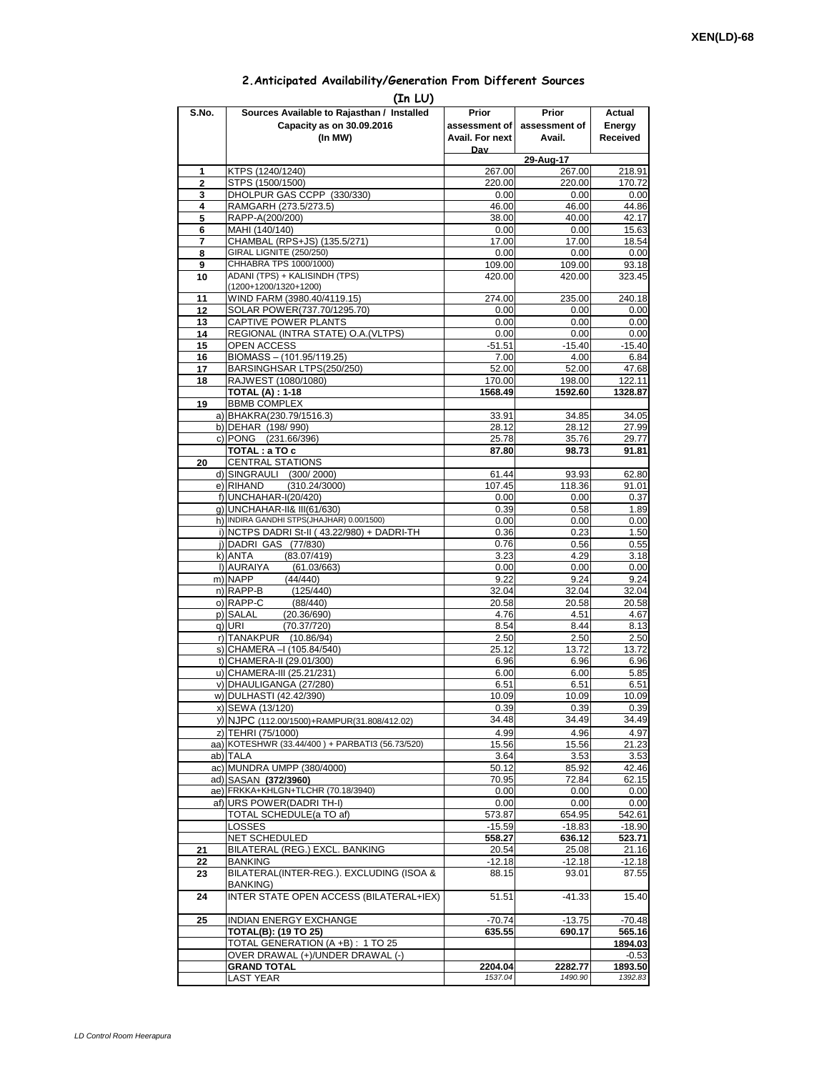XEN(LD)-68

## 2.Anticipated Availability/Generation From Different Sources

**(In LU)**

| S.No. | Sources Available to Rajasthan / Installed Capacity as on 30.09.2016 (In MW) | Prior assessment of Avail. For next Day | Prior assessment of Avail. | Actual Energy Received |
|---|---|---|---|---|
| | | | 29-Aug-17 | |
| 1 | KTPS (1240/1240) | 267.00 | 267.00 | 218.91 |
| 2 | STPS (1500/1500) | 220.00 | 220.00 | 170.72 |
| 3 | DHOLPUR GAS CCPP (330/330) | 0.00 | 0.00 | 0.00 |
| 4 | RAMGARH (273.5/273.5) | 46.00 | 46.00 | 44.86 |
| 5 | RAPP-A(200/200) | 38.00 | 40.00 | 42.17 |
| 6 | MAHI (140/140) | 0.00 | 0.00 | 15.63 |
| 7 | CHAMBAL (RPS+JS) (135.5/271) | 17.00 | 17.00 | 18.54 |
| 8 | GIRAL LIGNITE (250/250) | 0.00 | 0.00 | 0.00 |
| 9 | CHHABRA TPS 1000/1000) | 109.00 | 109.00 | 93.18 |
| 10 | ADANI (TPS) + KALISINDH (TPS) (1200+1200/1320+1200) | 420.00 | 420.00 | 323.45 |
| 11 | WIND FARM (3980.40/4119.15) | 274.00 | 235.00 | 240.18 |
| 12 | SOLAR POWER(737.70/1295.70) | 0.00 | 0.00 | 0.00 |
| 13 | CAPTIVE POWER PLANTS | 0.00 | 0.00 | 0.00 |
| 14 | REGIONAL (INTRA STATE) O.A.(VLTPS) | 0.00 | 0.00 | 0.00 |
| 15 | OPEN ACCESS | -51.51 | -15.40 | -15.40 |
| 16 | BIOMASS – (101.95/119.25) | 7.00 | 4.00 | 6.84 |
| 17 | BARSINGHSAR LTPS(250/250) | 52.00 | 52.00 | 47.68 |
| 18 | RAJWEST (1080/1080) | 170.00 | 198.00 | 122.11 |
| | **TOTAL (A) : 1-18** | **1568.49** | **1592.60** | **1328.87** |
| 19 | BBMB COMPLEX | | | |
| | a) BHAKRA(230.79/1516.3) | 33.91 | 34.85 | 34.05 |
| | b) DEHAR (198/ 990) | 28.12 | 28.12 | 27.99 |
| | c) PONG (231.66/396) | 25.78 | 35.76 | 29.77 |
| | **TOTAL : a TO c** | **87.80** | **98.73** | **91.81** |
| 20 | CENTRAL STATIONS | | | |
| | d) SINGRAULI (300/ 2000) | 61.44 | 93.93 | 62.80 |
| | e) RIHAND (310.24/3000) | 107.45 | 118.36 | 91.01 |
| | f) UNCHAHAR-I(20/420) | 0.00 | 0.00 | 0.37 |
| | g) UNCHAHAR-II& III(61/630) | 0.39 | 0.58 | 1.89 |
| | h) INDIRA GANDHI STPS(JHAJHAR) 0.00/1500) | 0.00 | 0.00 | 0.00 |
| | i) NCTPS DADRI St-II ( 43.22/980) + DADRI-TH | 0.36 | 0.23 | 1.50 |
| | j) DADRI GAS (77/830) | 0.76 | 0.56 | 0.55 |
| | k) ANTA (83.07/419) | 3.23 | 4.29 | 3.18 |
| | l) AURAIYA (61.03/663) | 0.00 | 0.00 | 0.00 |
| | m) NAPP (44/440) | 9.22 | 9.24 | 9.24 |
| | n) RAPP-B (125/440) | 32.04 | 32.04 | 32.04 |
| | o) RAPP-C (88/440) | 20.58 | 20.58 | 20.58 |
| | p) SALAL (20.36/690) | 4.76 | 4.51 | 4.67 |
| | q) URI (70.37/720) | 8.54 | 8.44 | 8.13 |
| | r) TANAKPUR (10.86/94) | 2.50 | 2.50 | 2.50 |
| | s) CHAMERA –I (105.84/540) | 25.12 | 13.72 | 13.72 |
| | t) CHAMERA-II (29.01/300) | 6.96 | 6.96 | 6.96 |
| | u) CHAMERA-III (25.21/231) | 6.00 | 6.00 | 5.85 |
| | v) DHAULIGANGA (27/280) | 6.51 | 6.51 | 6.51 |
| | w) DULHASTI (42.42/390) | 10.09 | 10.09 | 10.09 |
| | x) SEWA (13/120) | 0.39 | 0.39 | 0.39 |
| | y) NJPC (112.00/1500)+RAMPUR(31.808/412.02) | 34.48 | 34.49 | 34.49 |
| | z) TEHRI (75/1000) | 4.99 | 4.96 | 4.97 |
| | aa) KOTESHWR (33.44/400 ) + PARBATI3 (56.73/520) | 15.56 | 15.56 | 21.23 |
| | ab) TALA | 3.64 | 3.53 | 3.53 |
| | ac) MUNDRA UMPP (380/4000) | 50.12 | 85.92 | 42.46 |
| | ad) SASAN **(372/3960)** | 70.95 | 72.84 | 62.15 |
| | ae) FRKKA+KHLGN+TLCHR (70.18/3940) | 0.00 | 0.00 | 0.00 |
| | af) URS POWER(DADRI TH-I) | 0.00 | 0.00 | 0.00 |
| | TOTAL SCHEDULE(a TO af) | 573.87 | 654.95 | 542.61 |
| | LOSSES | -15.59 | -18.83 | -18.90 |
| | NET SCHEDULED | **558.27** | **636.12** | **523.71** |
| 21 | BILATERAL (REG.) EXCL. BANKING | 20.54 | 25.08 | 21.16 |
| 22 | BANKING | -12.18 | -12.18 | -12.18 |
| 23 | BILATERAL(INTER-REG.). EXCLUDING (ISOA & BANKING) | 88.15 | 93.01 | 87.55 |
| 24 | INTER STATE OPEN ACCESS (BILATERAL+IEX) | 51.51 | -41.33 | 15.40 |
| 25 | INDIAN ENERGY EXCHANGE | -70.74 | -13.75 | -70.48 |
| | **TOTAL(B): (19 TO 25)** | **635.55** | **690.17** | **565.16** |
| | TOTAL GENERATION (A +B) : 1 TO 25 | | | **1894.03** |
| | OVER DRAWAL (+)/UNDER DRAWAL (-) | | | -0.53 |
| | **GRAND TOTAL** | **2204.04** | **2282.77** | **1893.50** |
| | LAST YEAR | *1537.04* | *1490.90* | *1392.83* |

*LD Control Room Heerapura*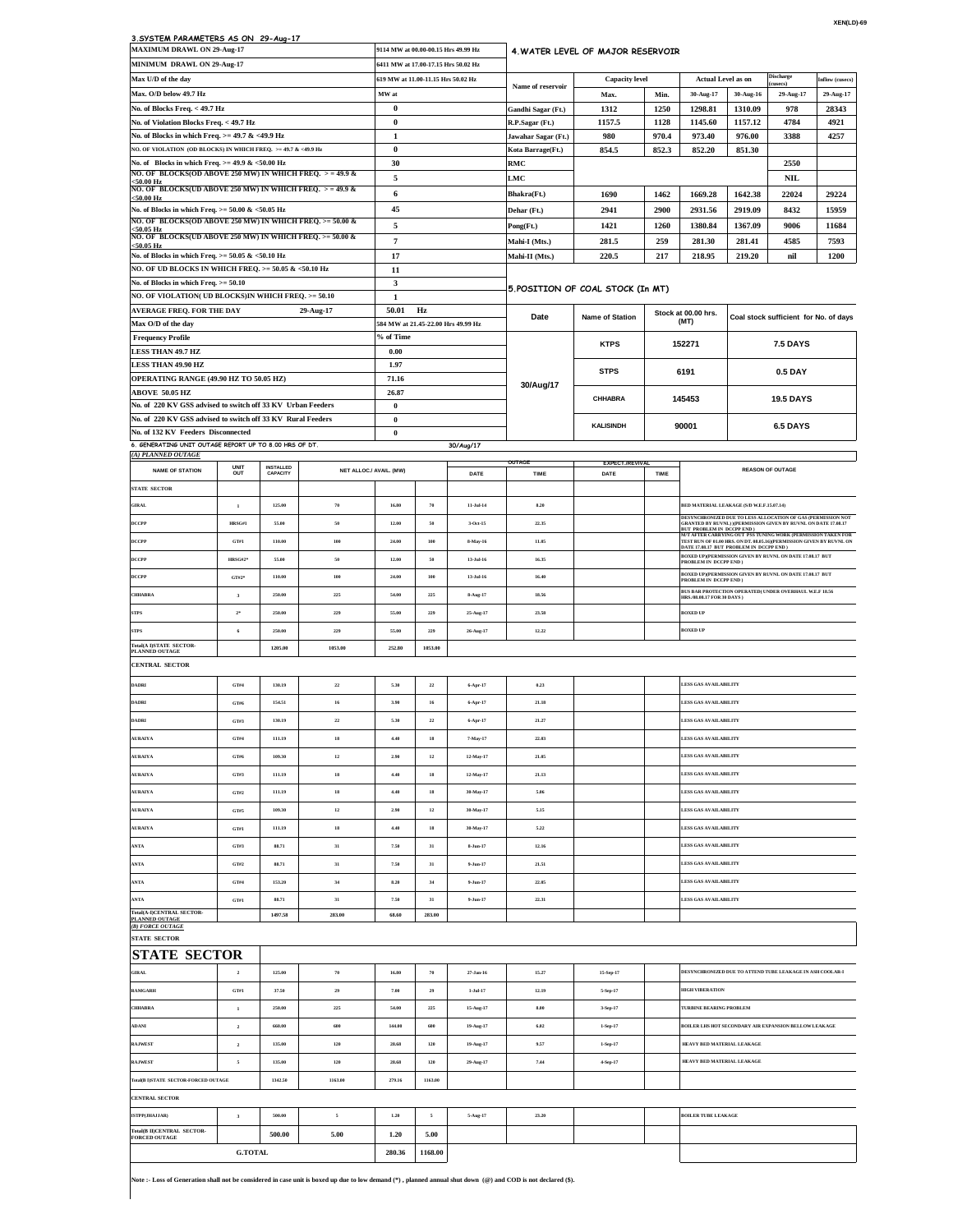XEN(LD)-69

### 3.SYSTEM PARAMETERS AS ON 29-Aug-17

| | | |
|---|---|---|
| MAXIMUM DRAWL ON 29-Aug-17 | | 9114 MW at 00.00-00.15 Hrs 49.99 Hz |
| MINIMUM DRAWL ON 29-Aug-17 | | 6411 MW at 17.00-17.15 Hrs 50.02 Hz |
| Max U/D of the day | | 619 MW at 11.00-11.15 Hrs 50.02 Hz |
| Max. O/D below 49.7 Hz | | MW at |
| No. of Blocks Freq. < 49.7 Hz | | 0 |
| No. of Violation Blocks Freq. < 49.7 Hz | | 0 |
| No. of Blocks in which Freq. >= 49.7 & <49.9 Hz | | 1 |
| NO. OF VIOLATION (OD BLOCKS) IN WHICH FREQ. >= 49.7 & <49.9 Hz | | 0 |
| No. of Blocks in which Freq. >= 49.9 & <50.00 Hz | | 30 |
| NO. OF BLOCKS(OD ABOVE 250 MW) IN WHICH FREQ. > = 49.9 & <50.00 Hz | | 5 |
| NO. OF BLOCKS(UD ABOVE 250 MW) IN WHICH FREQ. > = 49.9 & <50.00 Hz | | 6 |
| No. of Blocks in which Freq. >= 50.00 & <50.05 Hz | | 45 |
| NO. OF BLOCKS(OD ABOVE 250 MW) IN WHICH FREQ. >= 50.00 & <50.05 Hz | | 5 |
| NO. OF BLOCKS(UD ABOVE 250 MW) IN WHICH FREQ. >= 50.00 & <50.05 Hz | | 7 |
| No. of Blocks in which Freq. >= 50.05 & <50.10 Hz | | 17 |
| NO. OF UD BLOCKS IN WHICH FREQ. >= 50.05 & <50.10 Hz | | 11 |
| No. of Blocks in which Freq. >= 50.10 | | 3 |
| NO. OF VIOLATION( UD BLOCKS)IN WHICH FREQ. >= 50.10 | | 1 |
| AVERAGE FREQ. FOR THE DAY | 29-Aug-17 | 50.01 Hz |
| Max O/D of the day | | 584 MW at 21.45-22.00 Hrs 49.99 Hz |
| Frequency Profile | | % of Time |
| LESS THAN 49.7 HZ | | 0.00 |
| LESS THAN 49.90 HZ | | 1.97 |
| OPERATING RANGE (49.90 HZ TO 50.05 HZ) | | 71.16 |
| ABOVE 50.05 HZ | | 26.87 |
| No. of 220 KV GSS advised to switch off 33 KV Urban Feeders | | 0 |
| No. of 220 KV GSS advised to switch off 33 KV Rural Feeders | | 0 |
| No. of 132 KV Feeders Disconnected | | 0 |

### 4.WATER LEVEL OF MAJOR RESERVOIR

| Name of reservoir | Capacity level | | Actual Level as on | | Discharge (cusecs) | Inflow (cusecs) |
|---|---|---|---|---|---|---|
| | Max. | Min. | 30-Aug-17 | 30-Aug-16 | 29-Aug-17 | 29-Aug-17 |
| Gandhi Sagar (Ft.) | 1312 | 1250 | 1298.81 | 1310.09 | 978 | 28343 |
| R.P.Sagar (Ft.) | 1157.5 | 1128 | 1145.60 | 1157.12 | 4784 | 4921 |
| Jawahar Sagar (Ft.) | 980 | 970.4 | 973.40 | 976.00 | 3388 | 4257 |
| Kota Barrage(Ft.) | 854.5 | 852.3 | 852.20 | 851.30 | | |
| RMC | | | | | 2550 | |
| LMC | | | | | NIL | |
| Bhakra(Ft.) | 1690 | 1462 | 1669.28 | 1642.38 | 22024 | 29224 |
| Dehar (Ft.) | 2941 | 2900 | 2931.56 | 2919.09 | 8432 | 15959 |
| Pong(Ft.) | 1421 | 1260 | 1380.84 | 1367.09 | 9006 | 11684 |
| Mahi-I (Mts.) | 281.5 | 259 | 281.30 | 281.41 | 4585 | 7593 |
| Mahi-II (Mts.) | 220.5 | 217 | 218.95 | 219.20 | nil | 1200 |

### 5.POSITION OF COAL STOCK (In MT)

| Date | Name of Station | Stock at 00.00 hrs. (MT) | Coal stock sufficient for No. of days |
|---|---|---|---|
| 30/Aug/17 | KTPS | 152271 | 7.5 DAYS |
| | STPS | 6191 | 0.5 DAY |
| | CHHABRA | 145453 | 19.5 DAYS |
| | KALISINDH | 90001 | 6.5 DAYS |

### 6. GENERATING UNIT OUTAGE REPORT UP TO 8.00 HRS OF DT. 30/Aug/17

*(A) PLANNED OUTAGE*

| NAME OF STATION | UNIT OUT | INSTALLED CAPACITY | NET ALLOC./ AVAIL. (MW) | | | OUTAGE DATE | OUTAGE TIME | EXPECT./REVIVAL DATE | EXPECT./REVIVAL TIME | REASON OF OUTAGE |
|---|---|---|---|---|---|---|---|---|---|---|
| **STATE SECTOR** | | | | | | | | | | |
| GIRAL | 1 | 125.00 | 70 | 16.80 | 70 | 11-Jul-14 | 8.20 | | | BED MATERIAL LEAKAGE (S/D W.E.F.15.07.14) |
| DCCPP | HRSG#1 | 55.00 | 50 | 12.00 | 50 | 3-Oct-15 | 22.35 | | | DESYNCHRONIZED DUE TO LESS ALLOCATION OF GAS (PERMISSION NOT GRANTED BY RUVNL) )PERMISSION GIVEN BY RUVNL ON DATE 17.08.17 BUT PROBLEM IN DCCPP END ) |
| DCCPP | GT#1 | 110.00 | 100 | 24.00 | 100 | 8-May-16 | 11.85 | | | M/T AFTER CARRYING OUT PSS TUNING WORK [PERMISSION TAKEN FOR TEST RUN OF 01.00 HRS. ON DT. 08.05.16](PERMISSION GIVEN BY RUVNL ON DATE 17.08.17 BUT PROBLEM IN DCCPP END ) |
| DCCPP | HRSG#2* | 55.00 | 50 | 12.00 | 50 | 13-Jul-16 | 16.35 | | | BOXED UP(PERMISSION GIVEN BY RUVNL ON DATE 17.08.17 BUT PROBLEM IN DCCPP END ) |
| DCCPP | GT#2* | 110.00 | 100 | 24.00 | 100 | 13-Jul-16 | 16.40 | | | BOXED UP(PERMISSION GIVEN BY RUVNL ON DATE 17.08.17 BUT PROBLEM IN DCCPP END ) |
| CHHABRA | 3 | 250.00 | 225 | 54.00 | 225 | 8-Aug-17 | 18.56 | | | BUS BAR PROTECTION OPERATED( UNDER OVERHAUL W.E.F 18.56 HRS./08.08.17 FOR 30 DAYS ) |
| STPS | 2* | 250.00 | 229 | 55.00 | 229 | 25-Aug-17 | 23.58 | | | BOXED UP |
| STPS | 6 | 250.00 | 229 | 55.00 | 229 | 26-Aug-17 | 12.22 | | | BOXED UP |
| Total(A I)STATE SECTOR-PLANNED OUTAGE | | 1205.00 | 1053.00 | 252.00 | 1053.00 | | | | | |
| **CENTRAL SECTOR** | | | | | | | | | | |
| DADRI | GT#4 | 130.19 | 22 | 5.30 | 22 | 6-Apr-17 | 0.23 | | | LESS GAS AVAILABILITY |
| DADRI | GT#6 | 154.51 | 16 | 3.90 | 16 | 6-Apr-17 | 21.18 | | | LESS GAS AVAILABILITY |
| DADRI | GT#3 | 130.19 | 22 | 5.30 | 22 | 6-Apr-17 | 21.27 | | | LESS GAS AVAILABILITY |
| AURAIYA | GT#4 | 111.19 | 18 | 4.40 | 18 | 7-May-17 | 22.03 | | | LESS GAS AVAILABILITY |
| AURAIYA | GT#6 | 109.30 | 12 | 2.90 | 12 | 12-May-17 | 21.05 | | | LESS GAS AVAILABILITY |
| AURAIYA | GT#3 | 111.19 | 18 | 4.40 | 18 | 12-May-17 | 21.13 | | | LESS GAS AVAILABILITY |
| AURAIYA | GT#2 | 111.19 | 18 | 4.40 | 18 | 30-May-17 | 5.06 | | | LESS GAS AVAILABILITY |
| AURAIYA | GT#5 | 109.30 | 12 | 2.90 | 12 | 30-May-17 | 5.15 | | | LESS GAS AVAILABILITY |
| AURAIYA | GT#1 | 111.19 | 18 | 4.40 | 18 | 30-May-17 | 5.22 | | | LESS GAS AVAILABILITY |
| ANTA | GT#3 | 88.71 | 31 | 7.50 | 31 | 8-Jun-17 | 12.16 | | | LESS GAS AVAILABILITY |
| ANTA | GT#2 | 88.71 | 31 | 7.50 | 31 | 9-Jun-17 | 21.51 | | | LESS GAS AVAILABILITY |
| ANTA | GT#4 | 153.20 | 34 | 8.20 | 34 | 9-Jun-17 | 22.05 | | | LESS GAS AVAILABILITY |
| ANTA | GT#1 | 88.71 | 31 | 7.50 | 31 | 9-Jun-17 | 22.31 | | | LESS GAS AVAILABILITY |
| Total(A-I)CENTRAL SECTOR-PLANNED OUTAGE | | 1497.58 | 283.00 | 68.60 | 283.00 | | | | | |

*(B) FORCE OUTAGE*

| NAME OF STATION | UNIT OUT | INSTALLED CAPACITY | NET ALLOC./ AVAIL. (MW) | | | OUTAGE DATE | OUTAGE TIME | EXPECT./REVIVAL DATE | EXPECT./REVIVAL TIME | REASON OF OUTAGE |
|---|---|---|---|---|---|---|---|---|---|---|
| **STATE SECTOR** | | | | | | | | | | |
| GIRAL | 2 | 125.00 | 70 | 16.80 | 70 | 27-Jan-16 | 15.27 | 15-Sep-17 | | DESYNCHRONIZED DUE TO ATTEND TUBE LEAKAGE IN ASH COOLAR-I |
| RAMGARH | GT#1 | 37.50 | 29 | 7.00 | 29 | 1-Jul-17 | 12.19 | 5-Sep-17 | | HIGH VIBERATION |
| CHHABRA | 1 | 250.00 | 225 | 54.00 | 225 | 15-Aug-17 | 8.00 | 3-Sep-17 | | TURBINE BEARING PROBLEM |
| ADANI | 2 | 660.00 | 600 | 144.00 | 600 | 19-Aug-17 | 6.02 | 1-Sep-17 | | BOILER LHS HOT SECONDARY AIR EXPANSION BELLOW LEAKAGE |
| RAJWEST | 2 | 135.00 | 120 | 28.68 | 120 | 19-Aug-17 | 9.57 | 1-Sep-17 | | HEAVY BED MATERIAL LEAKAGE |
| RAJWEST | 5 | 135.00 | 120 | 28.68 | 120 | 29-Aug-17 | 7.44 | 4-Sep-17 | | HEAVY BED MATERIAL LEAKAGE |
| Total(B I)STATE SECTOR-FORCED OUTAGE | | 1342.50 | 1163.00 | 279.16 | 1163.00 | | | | | |
| **CENTRAL SECTOR** | | | | | | | | | | |
| ISTPP(JHAJJAR) | 3 | 500.00 | 5 | 1.20 | 5 | 5-Aug-17 | 23.20 | | | BOILER TUBE LEAKAGE |
| Total(B II)CENTRAL SECTOR-FORCED OUTAGE | | 500.00 | 5.00 | 1.20 | 5.00 | | | | | |
| G.TOTAL | | | | 280.36 | 1168.00 | | | | | |

Note :- Loss of Generation shall not be considered in case unit is boxed up due to low demand (*) , planned annual shut down (@) and COD is not declared ($).